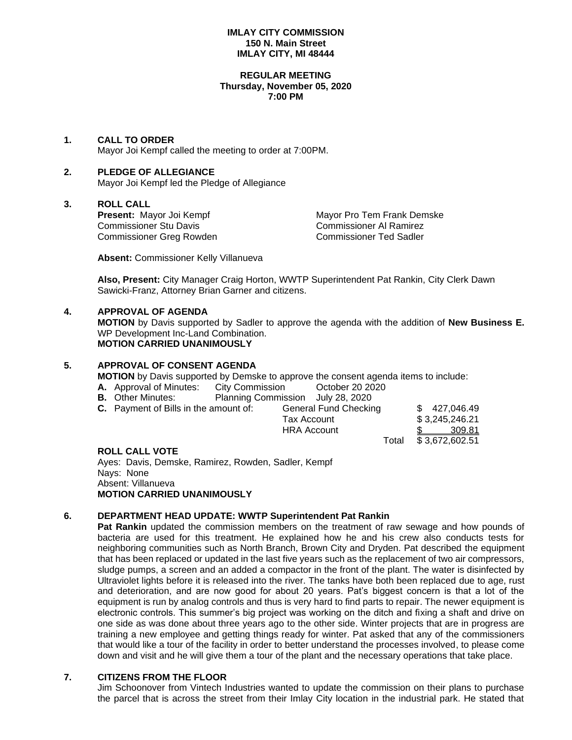**IMLAY CITY COMMISSION**
**150 N. Main Street**
**IMLAY CITY, MI 48444**

**REGULAR MEETING**
**Thursday, November 05, 2020**
**7:00 PM**

## 1. CALL TO ORDER

Mayor Joi Kempf called the meeting to order at 7:00PM.

## 2. PLEDGE OF ALLEGIANCE

Mayor Joi Kempf led the Pledge of Allegiance

## 3. ROLL CALL

**Present:** Mayor Joi Kempf, Mayor Pro Tem Frank Demske, Commissioner Stu Davis, Commissioner Al Ramirez, Commissioner Greg Rowden, Commissioner Ted Sadler

**Absent:** Commissioner Kelly Villanueva

**Also, Present:** City Manager Craig Horton, WWTP Superintendent Pat Rankin, City Clerk Dawn Sawicki-Franz, Attorney Brian Garner and citizens.

## 4. APPROVAL OF AGENDA

**MOTION** by Davis supported by Sadler to approve the agenda with the addition of **New Business E.** WP Development Inc-Land Combination.
**MOTION CARRIED UNANIMOUSLY**

## 5. APPROVAL OF CONSENT AGENDA

**MOTION** by Davis supported by Demske to approve the consent agenda items to include:

**A.** Approval of Minutes: City Commission October 20 2020
**B.** Other Minutes: Planning Commission July 28, 2020
**C.** Payment of Bills in the amount of:

| | |
|---|---|
| General Fund Checking | $ 427,046.49 |
| Tax Account | $ 3,245,246.21 |
| HRA Account | $ 309.81 |
| Total | $ 3,672,602.51 |

**ROLL CALL VOTE**
Ayes: Davis, Demske, Ramirez, Rowden, Sadler, Kempf
Nays: None
Absent: Villanueva
**MOTION CARRIED UNANIMOUSLY**

## 6. DEPARTMENT HEAD UPDATE: WWTP Superintendent Pat Rankin

**Pat Rankin** updated the commission members on the treatment of raw sewage and how pounds of bacteria are used for this treatment. He explained how he and his crew also conducts tests for neighboring communities such as North Branch, Brown City and Dryden. Pat described the equipment that has been replaced or updated in the last five years such as the replacement of two air compressors, sludge pumps, a screen and an added a compactor in the front of the plant. The water is disinfected by Ultraviolet lights before it is released into the river. The tanks have both been replaced due to age, rust and deterioration, and are now good for about 20 years. Pat's biggest concern is that a lot of the equipment is run by analog controls and thus is very hard to find parts to repair. The newer equipment is electronic controls. This summer's big project was working on the ditch and fixing a shaft and drive on one side as was done about three years ago to the other side. Winter projects that are in progress are training a new employee and getting things ready for winter. Pat asked that any of the commissioners that would like a tour of the facility in order to better understand the processes involved, to please come down and visit and he will give them a tour of the plant and the necessary operations that take place.

## 7. CITIZENS FROM THE FLOOR

Jim Schoonover from Vintech Industries wanted to update the commission on their plans to purchase the parcel that is across the street from their Imlay City location in the industrial park. He stated that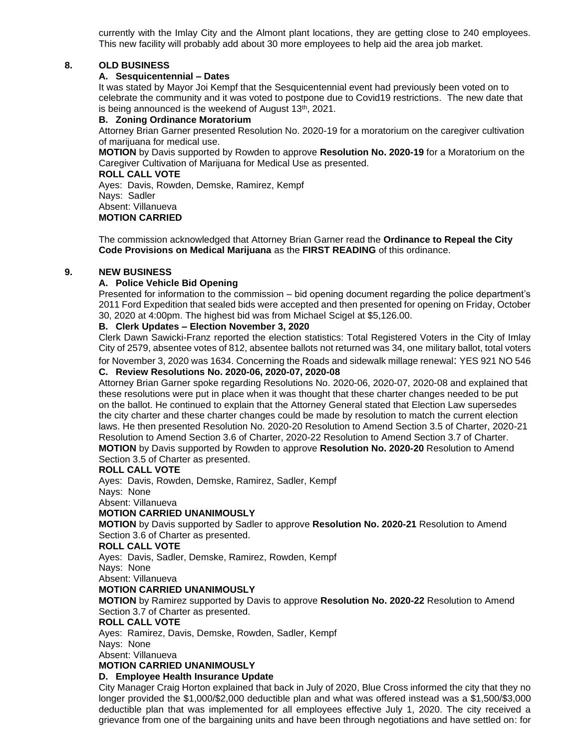currently with the Imlay City and the Almont plant locations, they are getting close to 240 employees. This new facility will probably add about 30 more employees to help aid the area job market.

**8. OLD BUSINESS**

**A. Sesquicentennial – Dates**

It was stated by Mayor Joi Kempf that the Sesquicentennial event had previously been voted on to celebrate the community and it was voted to postpone due to Covid19 restrictions. The new date that is being announced is the weekend of August 13th, 2021.

**B. Zoning Ordinance Moratorium**

Attorney Brian Garner presented Resolution No. 2020-19 for a moratorium on the caregiver cultivation of marijuana for medical use.

**MOTION** by Davis supported by Rowden to approve **Resolution No. 2020-19** for a Moratorium on the Caregiver Cultivation of Marijuana for Medical Use as presented.

**ROLL CALL VOTE**

Ayes: Davis, Rowden, Demske, Ramirez, Kempf
Nays: Sadler
Absent: Villanueva

**MOTION CARRIED**

The commission acknowledged that Attorney Brian Garner read the **Ordinance to Repeal the City Code Provisions on Medical Marijuana** as the **FIRST READING** of this ordinance.

**9. NEW BUSINESS**

**A. Police Vehicle Bid Opening**

Presented for information to the commission – bid opening document regarding the police department's 2011 Ford Expedition that sealed bids were accepted and then presented for opening on Friday, October 30, 2020 at 4:00pm. The highest bid was from Michael Scigel at $5,126.00.

**B. Clerk Updates – Election November 3, 2020**

Clerk Dawn Sawicki-Franz reported the election statistics: Total Registered Voters in the City of Imlay City of 2579, absentee votes of 812, absentee ballots not returned was 34, one military ballot, total voters for November 3, 2020 was 1634. Concerning the Roads and sidewalk millage renewal: YES 921 NO 546

**C. Review Resolutions No. 2020-06, 2020-07, 2020-08**

Attorney Brian Garner spoke regarding Resolutions No. 2020-06, 2020-07, 2020-08 and explained that these resolutions were put in place when it was thought that these charter changes needed to be put on the ballot. He continued to explain that the Attorney General stated that Election Law supersedes the city charter and these charter changes could be made by resolution to match the current election laws. He then presented Resolution No. 2020-20 Resolution to Amend Section 3.5 of Charter, 2020-21 Resolution to Amend Section 3.6 of Charter, 2020-22 Resolution to Amend Section 3.7 of Charter.

**MOTION** by Davis supported by Rowden to approve **Resolution No. 2020-20** Resolution to Amend Section 3.5 of Charter as presented.

**ROLL CALL VOTE**

Ayes: Davis, Rowden, Demske, Ramirez, Sadler, Kempf
Nays: None
Absent: Villanueva

**MOTION CARRIED UNANIMOUSLY**

**MOTION** by Davis supported by Sadler to approve **Resolution No. 2020-21** Resolution to Amend Section 3.6 of Charter as presented.

**ROLL CALL VOTE**

Ayes: Davis, Sadler, Demske, Ramirez, Rowden, Kempf
Nays: None
Absent: Villanueva

**MOTION CARRIED UNANIMOUSLY**

**MOTION** by Ramirez supported by Davis to approve **Resolution No. 2020-22** Resolution to Amend Section 3.7 of Charter as presented.

**ROLL CALL VOTE**

Ayes: Ramirez, Davis, Demske, Rowden, Sadler, Kempf
Nays: None
Absent: Villanueva

**MOTION CARRIED UNANIMOUSLY**

**D. Employee Health Insurance Update**

City Manager Craig Horton explained that back in July of 2020, Blue Cross informed the city that they no longer provided the $1,000/$2,000 deductible plan and what was offered instead was a $1,500/$3,000 deductible plan that was implemented for all employees effective July 1, 2020. The city received a grievance from one of the bargaining units and have been through negotiations and have settled on: for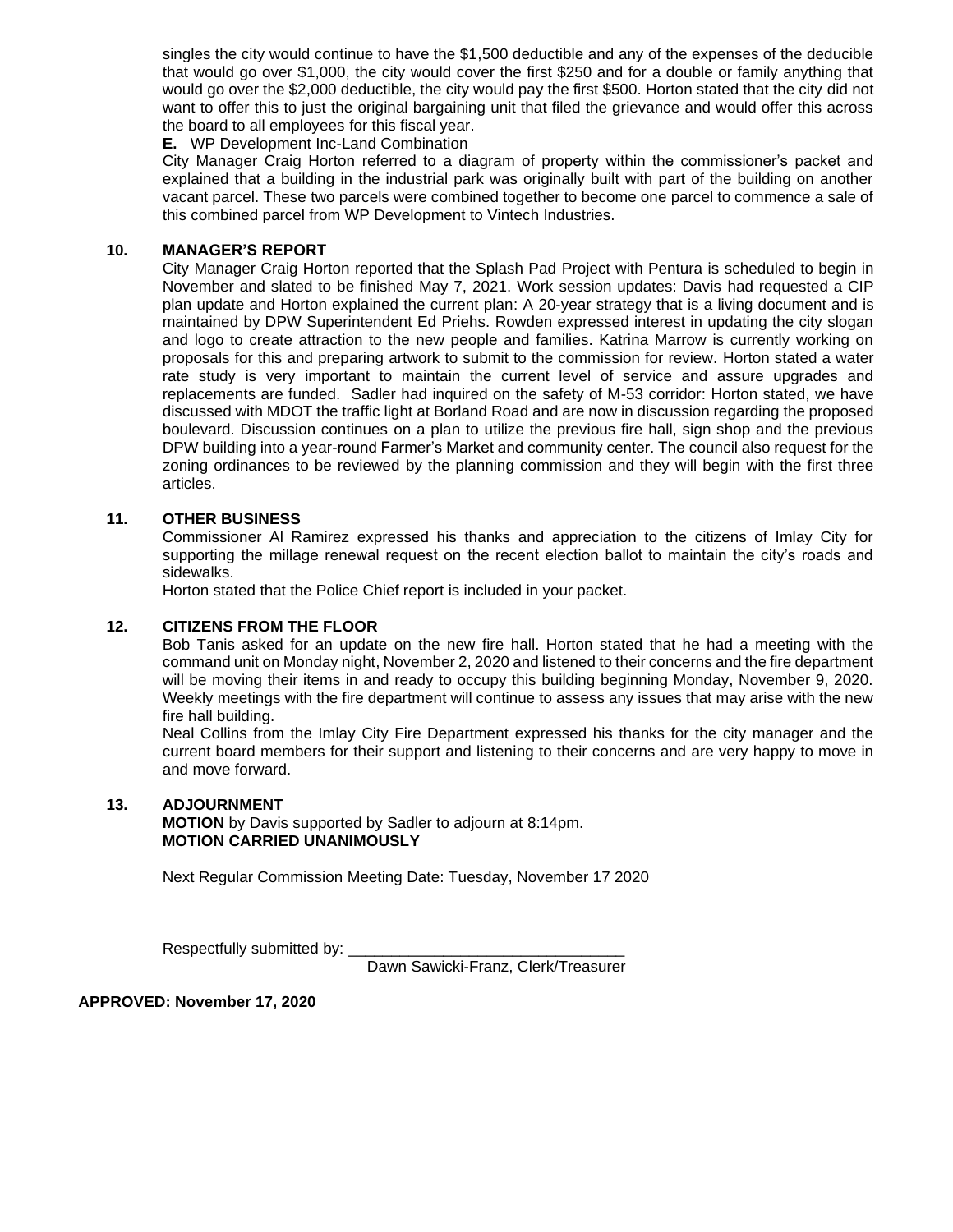singles the city would continue to have the $1,500 deductible and any of the expenses of the deducible that would go over $1,000, the city would cover the first $250 and for a double or family anything that would go over the $2,000 deductible, the city would pay the first $500. Horton stated that the city did not want to offer this to just the original bargaining unit that filed the grievance and would offer this across the board to all employees for this fiscal year.

**E.** WP Development Inc-Land Combination

City Manager Craig Horton referred to a diagram of property within the commissioner's packet and explained that a building in the industrial park was originally built with part of the building on another vacant parcel. These two parcels were combined together to become one parcel to commence a sale of this combined parcel from WP Development to Vintech Industries.

**10. MANAGER'S REPORT**

City Manager Craig Horton reported that the Splash Pad Project with Pentura is scheduled to begin in November and slated to be finished May 7, 2021. Work session updates: Davis had requested a CIP plan update and Horton explained the current plan: A 20-year strategy that is a living document and is maintained by DPW Superintendent Ed Priehs. Rowden expressed interest in updating the city slogan and logo to create attraction to the new people and families. Katrina Marrow is currently working on proposals for this and preparing artwork to submit to the commission for review. Horton stated a water rate study is very important to maintain the current level of service and assure upgrades and replacements are funded. Sadler had inquired on the safety of M-53 corridor: Horton stated, we have discussed with MDOT the traffic light at Borland Road and are now in discussion regarding the proposed boulevard. Discussion continues on a plan to utilize the previous fire hall, sign shop and the previous DPW building into a year-round Farmer's Market and community center. The council also request for the zoning ordinances to be reviewed by the planning commission and they will begin with the first three articles.

**11. OTHER BUSINESS**

Commissioner Al Ramirez expressed his thanks and appreciation to the citizens of Imlay City for supporting the millage renewal request on the recent election ballot to maintain the city's roads and sidewalks.

Horton stated that the Police Chief report is included in your packet.

**12. CITIZENS FROM THE FLOOR**

Bob Tanis asked for an update on the new fire hall. Horton stated that he had a meeting with the command unit on Monday night, November 2, 2020 and listened to their concerns and the fire department will be moving their items in and ready to occupy this building beginning Monday, November 9, 2020. Weekly meetings with the fire department will continue to assess any issues that may arise with the new fire hall building.

Neal Collins from the Imlay City Fire Department expressed his thanks for the city manager and the current board members for their support and listening to their concerns and are very happy to move in and move forward.

**13. ADJOURNMENT**

**MOTION** by Davis supported by Sadler to adjourn at 8:14pm.
**MOTION CARRIED UNANIMOUSLY**

Next Regular Commission Meeting Date: Tuesday, November 17 2020

Respectfully submitted by: ________________________________
Dawn Sawicki-Franz, Clerk/Treasurer

**APPROVED: November 17, 2020**